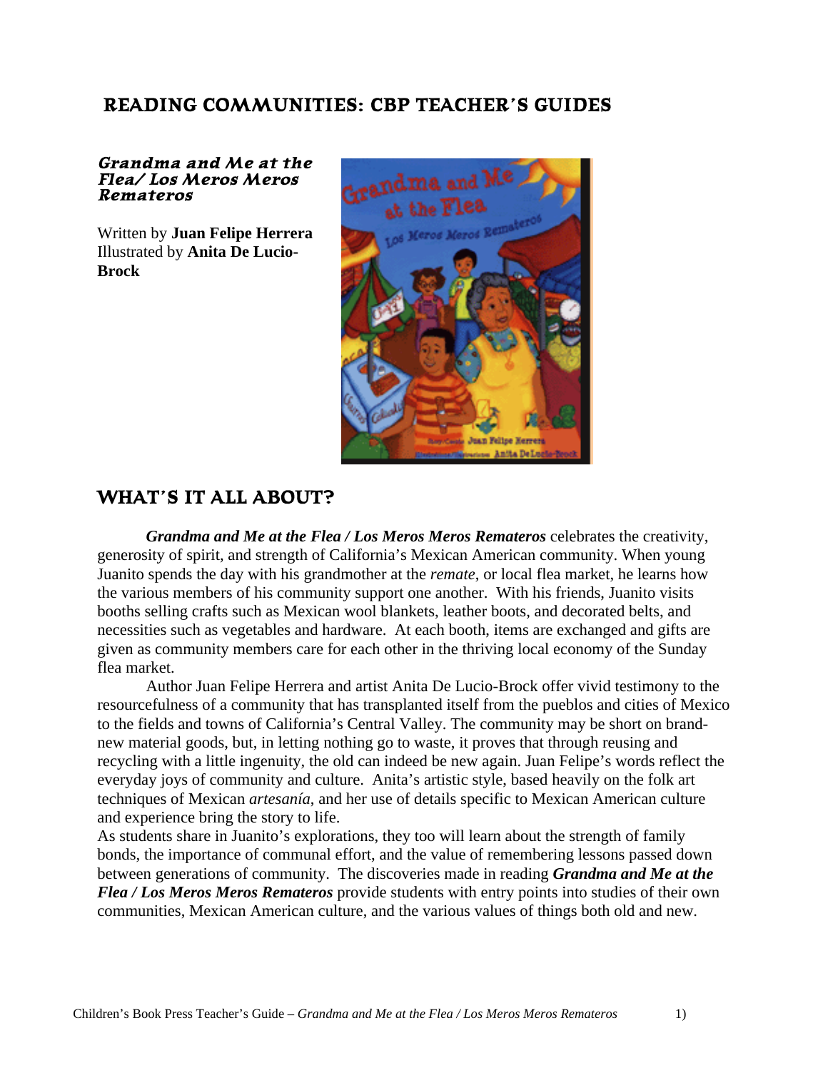# READING COMMUNITIES: CBP TEACHER'S GUIDES

***Grandma and Me at the Flea/ Los Meros Meros Remateros***

Written by **Juan Felipe Herrera**
Illustrated by **Anita De Lucio-Brock**

## WHAT'S IT ALL ABOUT?

***Grandma and Me at the Flea / Los Meros Meros Remateros*** celebrates the creativity, generosity of spirit, and strength of California's Mexican American community. When young Juanito spends the day with his grandmother at the *remate*, or local flea market, he learns how the various members of his community support one another. With his friends, Juanito visits booths selling crafts such as Mexican wool blankets, leather boots, and decorated belts, and necessities such as vegetables and hardware. At each booth, items are exchanged and gifts are given as community members care for each other in the thriving local economy of the Sunday flea market.

Author Juan Felipe Herrera and artist Anita De Lucio-Brock offer vivid testimony to the resourcefulness of a community that has transplanted itself from the pueblos and cities of Mexico to the fields and towns of California's Central Valley. The community may be short on brand-new material goods, but, in letting nothing go to waste, it proves that through reusing and recycling with a little ingenuity, the old can indeed be new again. Juan Felipe's words reflect the everyday joys of community and culture. Anita's artistic style, based heavily on the folk art techniques of Mexican *artesanía*, and her use of details specific to Mexican American culture and experience bring the story to life.

As students share in Juanito's explorations, they too will learn about the strength of family bonds, the importance of communal effort, and the value of remembering lessons passed down between generations of community. The discoveries made in reading ***Grandma and Me at the Flea / Los Meros Meros Remateros*** provide students with entry points into studies of their own communities, Mexican American culture, and the various values of things both old and new.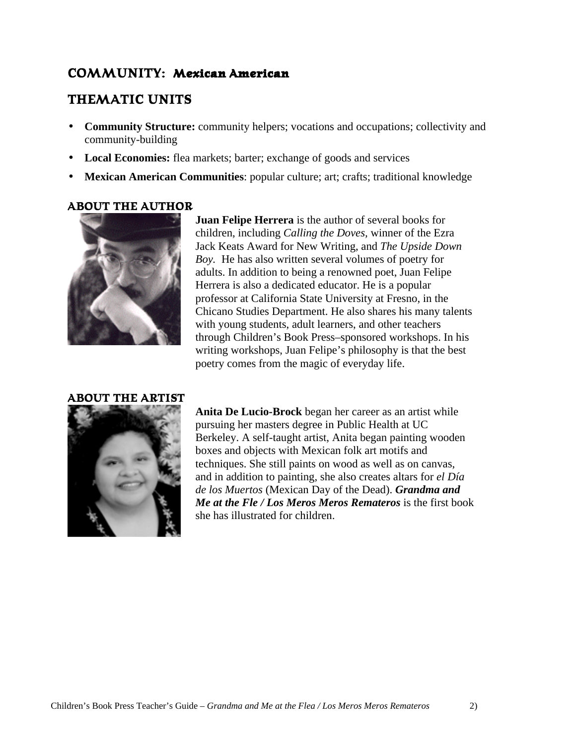## COMMUNITY: *Mexican American*

## THEMATIC UNITS

- **Community Structure:** community helpers; vocations and occupations; collectivity and community-building
- **Local Economies:** flea markets; barter; exchange of goods and services
- **Mexican American Communities**: popular culture; art; crafts; traditional knowledge

### ABOUT THE AUTHOR

**Juan Felipe Herrera** is the author of several books for children, including *Calling the Doves,* winner of the Ezra Jack Keats Award for New Writing, and *The Upside Down Boy.* He has also written several volumes of poetry for adults. In addition to being a renowned poet, Juan Felipe Herrera is also a dedicated educator. He is a popular professor at California State University at Fresno, in the Chicano Studies Department. He also shares his many talents with young students, adult learners, and other teachers through Children's Book Press–sponsored workshops. In his writing workshops, Juan Felipe's philosophy is that the best poetry comes from the magic of everyday life.

### ABOUT THE ARTIST

**Anita De Lucio-Brock** began her career as an artist while pursuing her masters degree in Public Health at UC Berkeley. A self-taught artist, Anita began painting wooden boxes and objects with Mexican folk art motifs and techniques. She still paints on wood as well as on canvas, and in addition to painting, she also creates altars for *el Día de los Muertos* (Mexican Day of the Dead). ***Grandma and Me at the Fle / Los Meros Meros Remateros*** is the first book she has illustrated for children.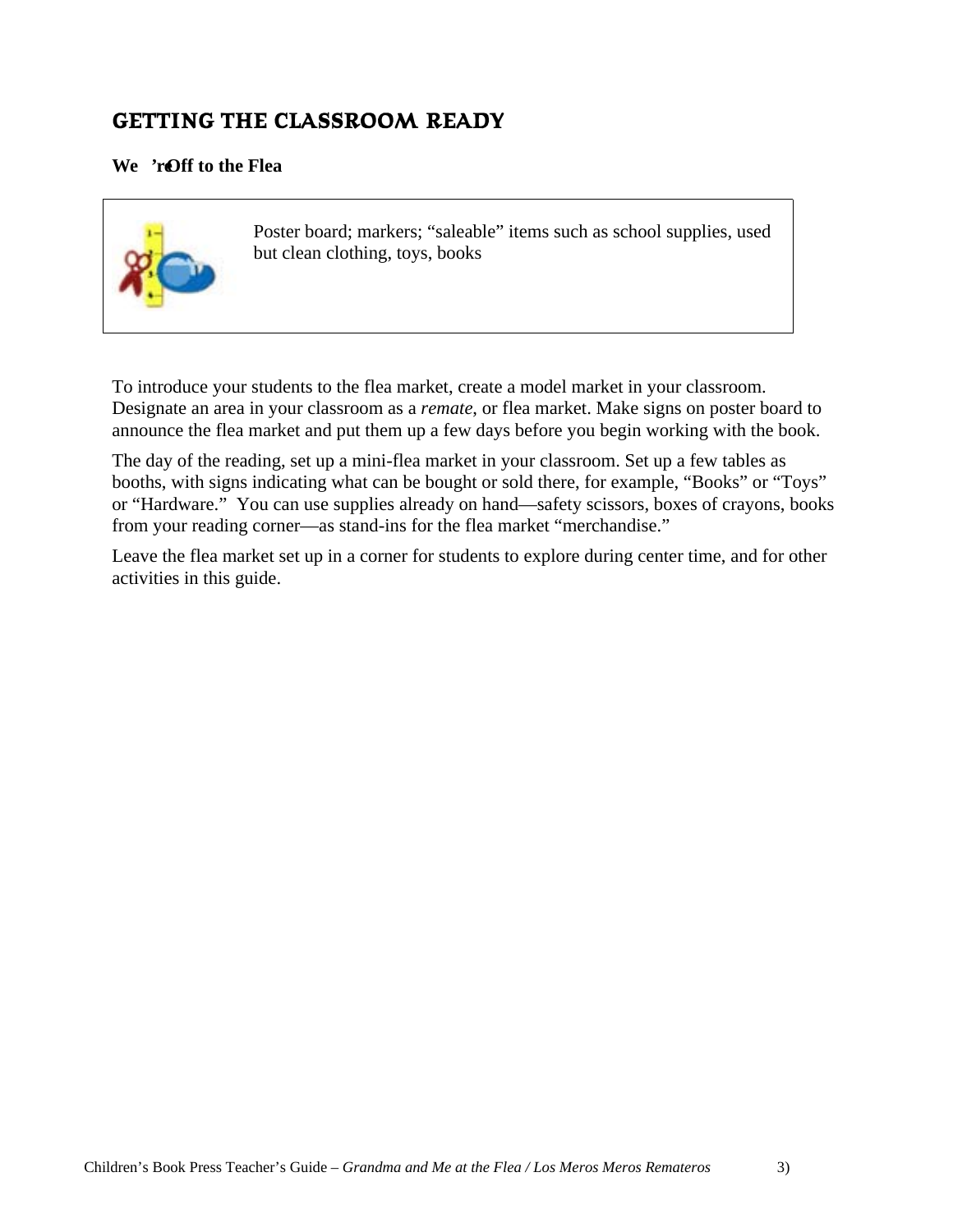## GETTING THE CLASSROOM READY

**We're Off to the Flea**

Poster board; markers; "saleable" items such as school supplies, used but clean clothing, toys, books

To introduce your students to the flea market, create a model market in your classroom. Designate an area in your classroom as a *remate*, or flea market. Make signs on poster board to announce the flea market and put them up a few days before you begin working with the book.

The day of the reading, set up a mini-flea market in your classroom. Set up a few tables as booths, with signs indicating what can be bought or sold there, for example, "Books" or "Toys" or "Hardware." You can use supplies already on hand—safety scissors, boxes of crayons, books from your reading corner—as stand-ins for the flea market "merchandise."

Leave the flea market set up in a corner for students to explore during center time, and for other activities in this guide.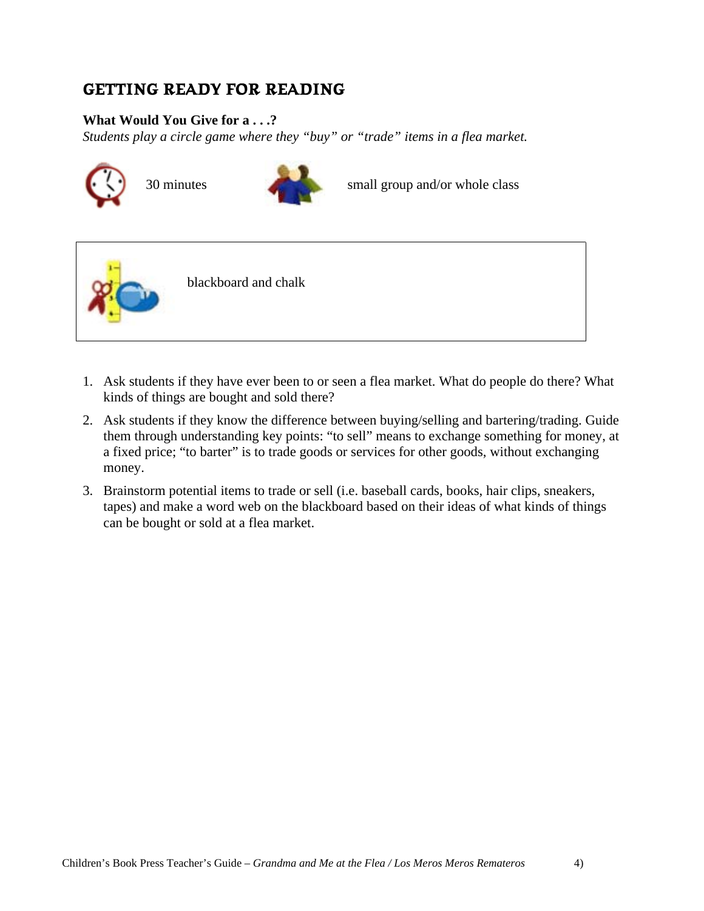## GETTING READY FOR READING

**What Would You Give for a . . .?**

*Students play a circle game where they "buy" or "trade" items in a flea market.*

30 minutes

small group and/or whole class

blackboard and chalk

1. Ask students if they have ever been to or seen a flea market. What do people do there? What kinds of things are bought and sold there?
2. Ask students if they know the difference between buying/selling and bartering/trading. Guide them through understanding key points: "to sell" means to exchange something for money, at a fixed price; "to barter" is to trade goods or services for other goods, without exchanging money.
3. Brainstorm potential items to trade or sell (i.e. baseball cards, books, hair clips, sneakers, tapes) and make a word web on the blackboard based on their ideas of what kinds of things can be bought or sold at a flea market.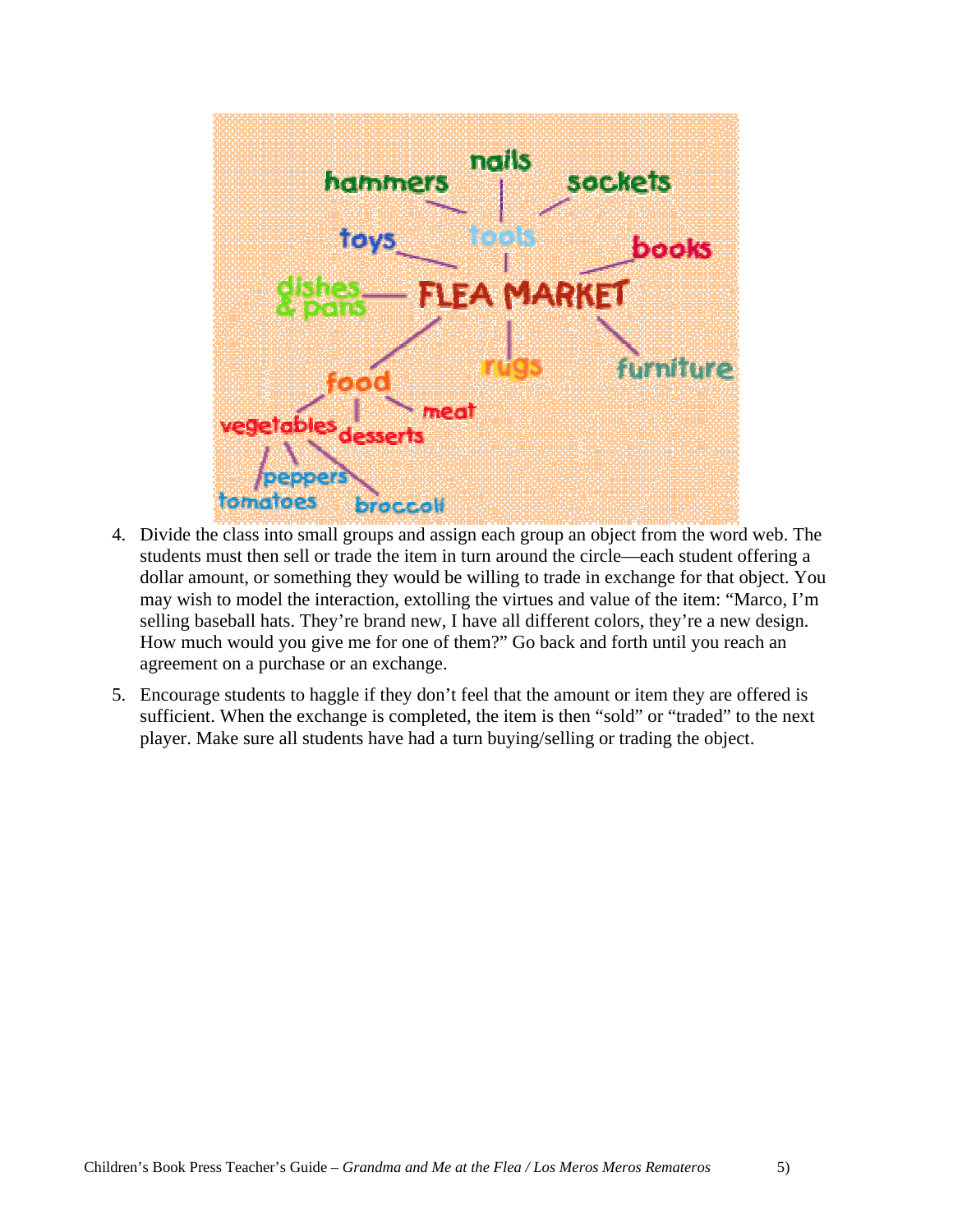4. Divide the class into small groups and assign each group an object from the word web. The students must then sell or trade the item in turn around the circle—each student offering a dollar amount, or something they would be willing to trade in exchange for that object. You may wish to model the interaction, extolling the virtues and value of the item: "Marco, I'm selling baseball hats. They're brand new, I have all different colors, they're a new design. How much would you give me for one of them?" Go back and forth until you reach an agreement on a purchase or an exchange.

5. Encourage students to haggle if they don't feel that the amount or item they are offered is sufficient. When the exchange is completed, the item is then "sold" or "traded" to the next player. Make sure all students have had a turn buying/selling or trading the object.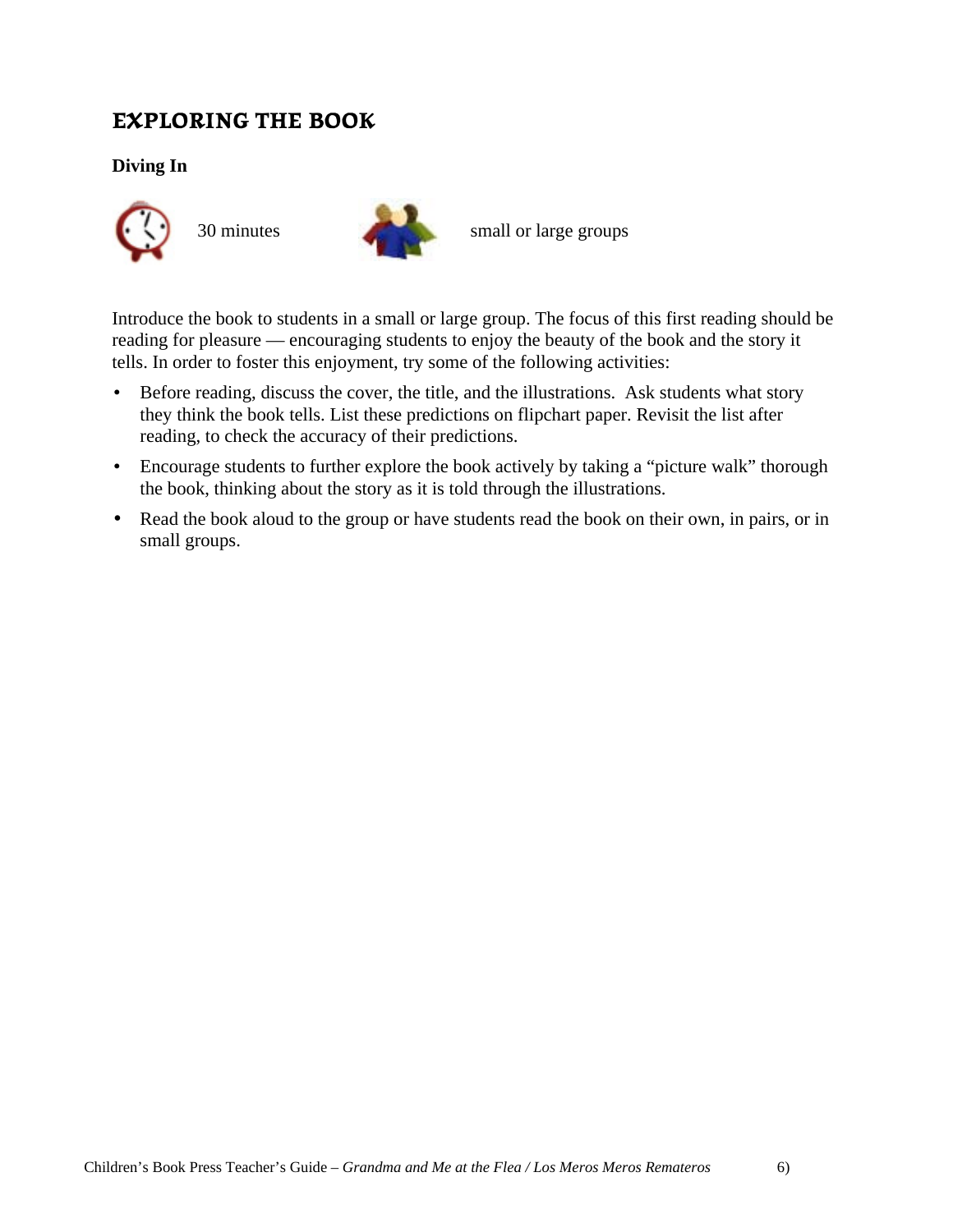## EXPLORING THE BOOK

**Diving In**

30 minutes

small or large groups

Introduce the book to students in a small or large group. The focus of this first reading should be reading for pleasure — encouraging students to enjoy the beauty of the book and the story it tells. In order to foster this enjoyment, try some of the following activities:

- Before reading, discuss the cover, the title, and the illustrations. Ask students what story they think the book tells. List these predictions on flipchart paper. Revisit the list after reading, to check the accuracy of their predictions.
- Encourage students to further explore the book actively by taking a "picture walk" thorough the book, thinking about the story as it is told through the illustrations.
- Read the book aloud to the group or have students read the book on their own, in pairs, or in small groups.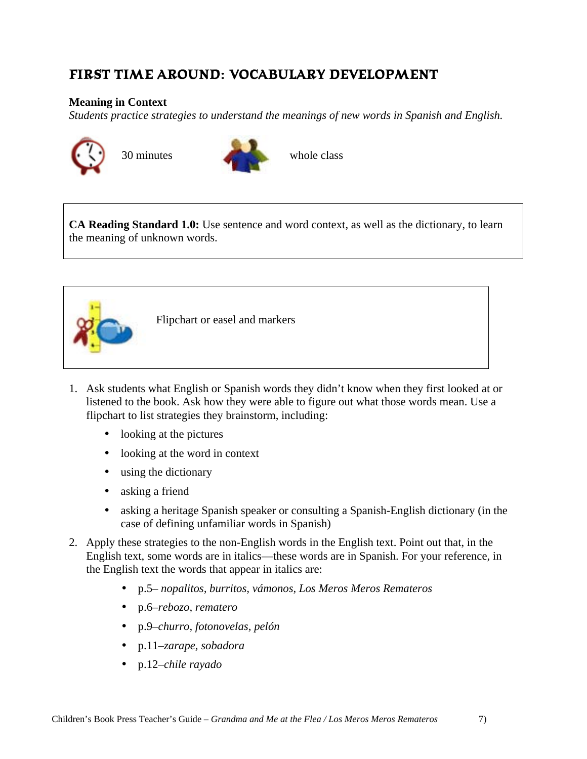# FIRST TIME AROUND: VOCABULARY DEVELOPMENT

**Meaning in Context**

*Students practice strategies to understand the meanings of new words in Spanish and English.*

30 minutes

whole class

**CA Reading Standard 1.0:** Use sentence and word context, as well as the dictionary, to learn the meaning of unknown words.

Flipchart or easel and markers

1. Ask students what English or Spanish words they didn't know when they first looked at or listened to the book. Ask how they were able to figure out what those words mean. Use a flipchart to list strategies they brainstorm, including:
   - looking at the pictures
   - looking at the word in context
   - using the dictionary
   - asking a friend
   - asking a heritage Spanish speaker or consulting a Spanish-English dictionary (in the case of defining unfamiliar words in Spanish)
2. Apply these strategies to the non-English words in the English text. Point out that, in the English text, some words are in italics—these words are in Spanish. For your reference, in the English text the words that appear in italics are:
   - p.5– *nopalitos, burritos, vámonos, Los Meros Meros Remateros*
   - p.6–*rebozo, rematero*
   - p.9–*churro, fotonovelas, pelón*
   - p.11–*zarape, sobadora*
   - p.12–*chile rayado*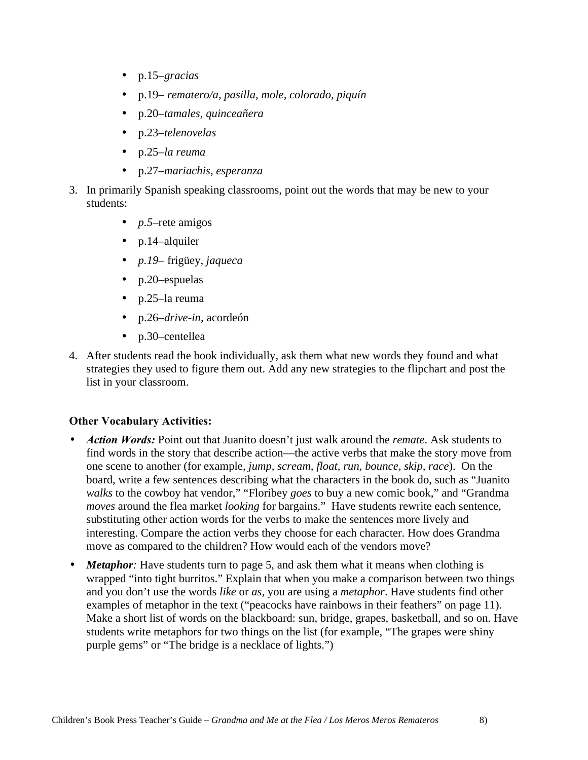- p.15–*gracias*
- p.19– *rematero/a, pasilla, mole, colorado, piquín*
- p.20–*tamales, quinceañera*
- p.23–*telenovelas*
- p.25–*la reuma*
- p.27–*mariachis, esperanza*

3. In primarily Spanish speaking classrooms, point out the words that may be new to your students:
   - *p.5*–rete amigos
   - p.14–alquiler
   - *p.19*– frigüey, *jaqueca*
   - p.20–espuelas
   - p.25–la reuma
   - p.26–*drive-in,* acordeón
   - p.30–centellea
4. After students read the book individually, ask them what new words they found and what strategies they used to figure them out. Add any new strategies to the flipchart and post the list in your classroom.

**Other Vocabulary Activities:**

- ***Action Words:*** Point out that Juanito doesn't just walk around the *remate*. Ask students to find words in the story that describe action—the active verbs that make the story move from one scene to another (for example, *jump, scream, float, run, bounce, skip, race*). On the board, write a few sentences describing what the characters in the book do, such as "Juanito *walks* to the cowboy hat vendor," "Floribey *goes* to buy a new comic book," and "Grandma *moves* around the flea market *looking* for bargains." Have students rewrite each sentence, substituting other action words for the verbs to make the sentences more lively and interesting. Compare the action verbs they choose for each character. How does Grandma move as compared to the children? How would each of the vendors move?
- ***Metaphor:*** Have students turn to page 5, and ask them what it means when clothing is wrapped "into tight burritos." Explain that when you make a comparison between two things and you don't use the words *like* or *as,* you are using a *metaphor*. Have students find other examples of metaphor in the text ("peacocks have rainbows in their feathers" on page 11). Make a short list of words on the blackboard: sun, bridge, grapes, basketball, and so on. Have students write metaphors for two things on the list (for example, "The grapes were shiny purple gems" or "The bridge is a necklace of lights.")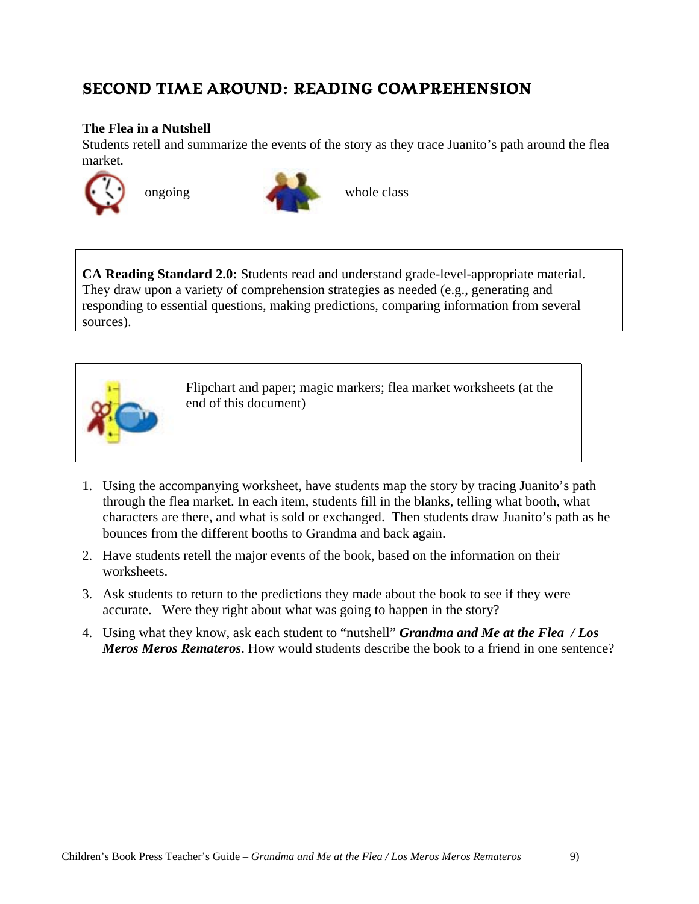## SECOND TIME AROUND: READING COMPREHENSION

**The Flea in a Nutshell**
Students retell and summarize the events of the story as they trace Juanito's path around the flea market.

ongoing — whole class

**CA Reading Standard 2.0:** Students read and understand grade-level-appropriate material. They draw upon a variety of comprehension strategies as needed (e.g., generating and responding to essential questions, making predictions, comparing information from several sources).

Flipchart and paper; magic markers; flea market worksheets (at the end of this document)

1. Using the accompanying worksheet, have students map the story by tracing Juanito's path through the flea market. In each item, students fill in the blanks, telling what booth, what characters are there, and what is sold or exchanged. Then students draw Juanito's path as he bounces from the different booths to Grandma and back again.
2. Have students retell the major events of the book, based on the information on their worksheets.
3. Ask students to return to the predictions they made about the book to see if they were accurate. Were they right about what was going to happen in the story?
4. Using what they know, ask each student to "nutshell" ***Grandma and Me at the Flea / Los Meros Meros Remateros***. How would students describe the book to a friend in one sentence?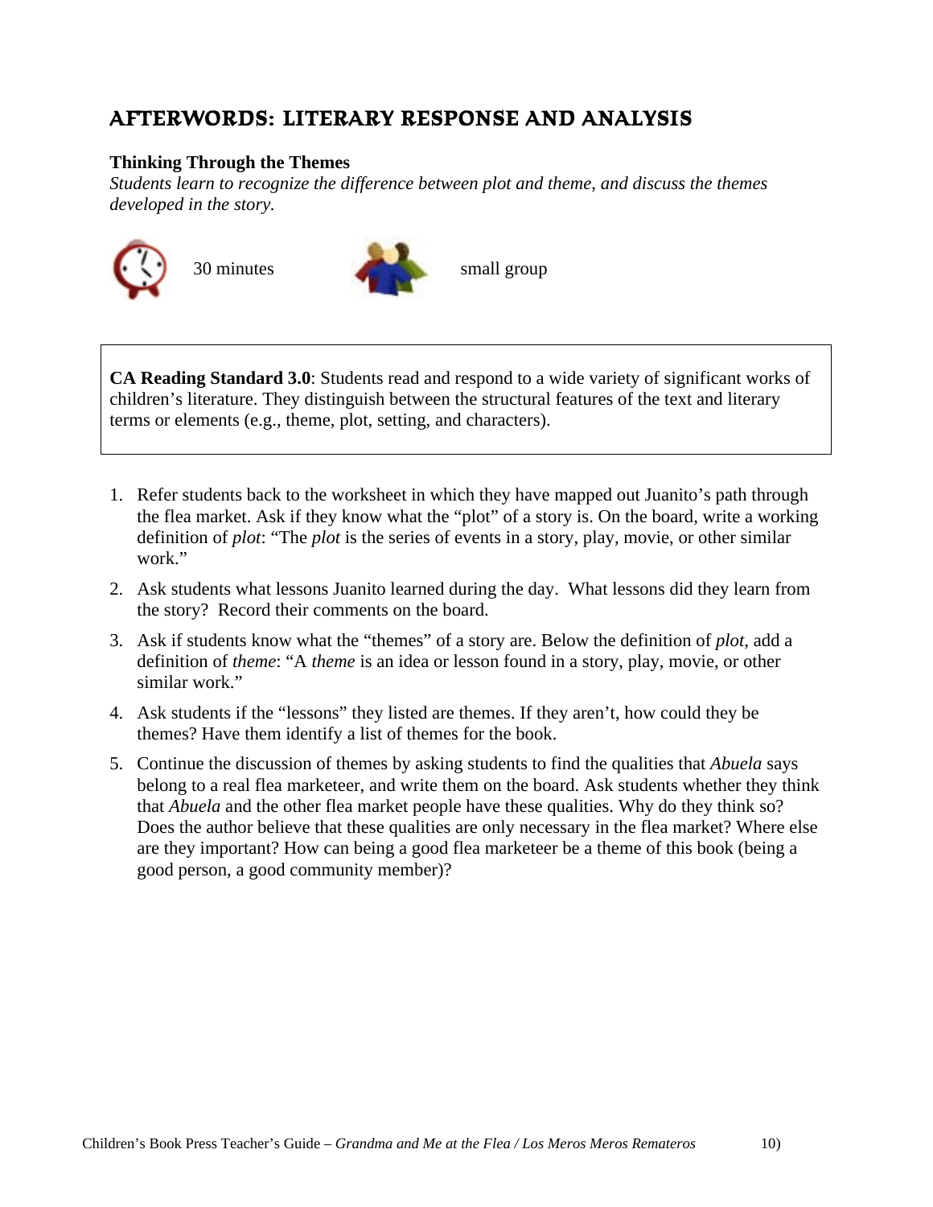## AFTERWORDS: LITERARY RESPONSE AND ANALYSIS

**Thinking Through the Themes**

*Students learn to recognize the difference between plot and theme, and discuss the themes developed in the story.*

30 minutes small group

**CA Reading Standard 3.0**: Students read and respond to a wide variety of significant works of children's literature. They distinguish between the structural features of the text and literary terms or elements (e.g., theme, plot, setting, and characters).

1. Refer students back to the worksheet in which they have mapped out Juanito's path through the flea market. Ask if they know what the "plot" of a story is. On the board, write a working definition of *plot*: "The *plot* is the series of events in a story, play, movie, or other similar work."
2. Ask students what lessons Juanito learned during the day. What lessons did they learn from the story? Record their comments on the board.
3. Ask if students know what the "themes" of a story are. Below the definition of *plot*, add a definition of *theme*: "A *theme* is an idea or lesson found in a story, play, movie, or other similar work."
4. Ask students if the "lessons" they listed are themes. If they aren't, how could they be themes? Have them identify a list of themes for the book.
5. Continue the discussion of themes by asking students to find the qualities that *Abuela* says belong to a real flea marketeer, and write them on the board. Ask students whether they think that *Abuela* and the other flea market people have these qualities. Why do they think so? Does the author believe that these qualities are only necessary in the flea market? Where else are they important? How can being a good flea marketeer be a theme of this book (being a good person, a good community member)?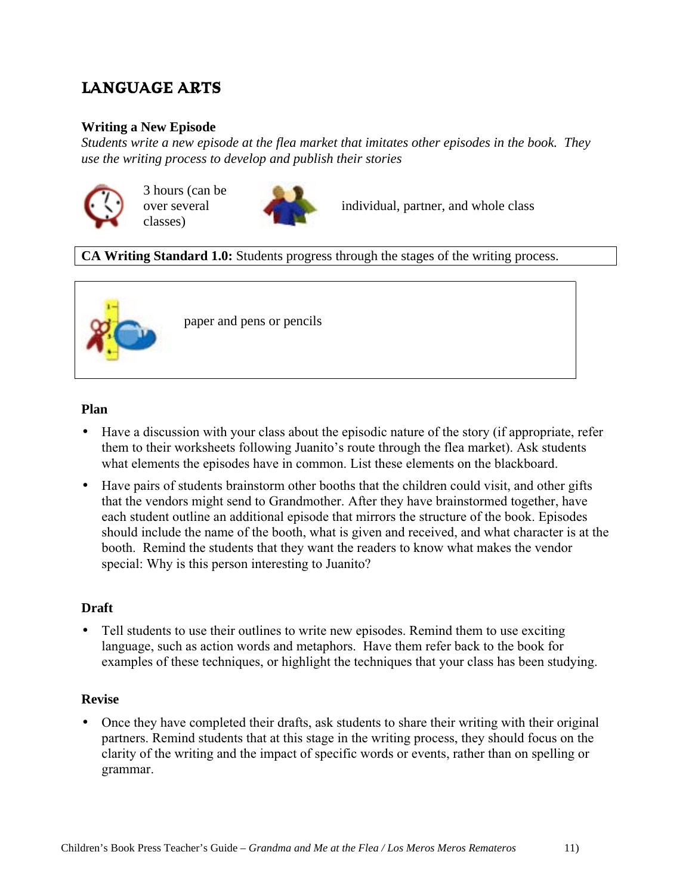# LANGUAGE ARTS

### Writing a New Episode

*Students write a new episode at the flea market that imitates other episodes in the book. They use the writing process to develop and publish their stories*

3 hours (can be over several classes)

individual, partner, and whole class

**CA Writing Standard 1.0:** Students progress through the stages of the writing process.

paper and pens or pencils

### Plan

- Have a discussion with your class about the episodic nature of the story (if appropriate, refer them to their worksheets following Juanito's route through the flea market). Ask students what elements the episodes have in common. List these elements on the blackboard.
- Have pairs of students brainstorm other booths that the children could visit, and other gifts that the vendors might send to Grandmother. After they have brainstormed together, have each student outline an additional episode that mirrors the structure of the book. Episodes should include the name of the booth, what is given and received, and what character is at the booth. Remind the students that they want the readers to know what makes the vendor special: Why is this person interesting to Juanito?

### Draft

- Tell students to use their outlines to write new episodes. Remind them to use exciting language, such as action words and metaphors. Have them refer back to the book for examples of these techniques, or highlight the techniques that your class has been studying.

### Revise

- Once they have completed their drafts, ask students to share their writing with their original partners. Remind students that at this stage in the writing process, they should focus on the clarity of the writing and the impact of specific words or events, rather than on spelling or grammar.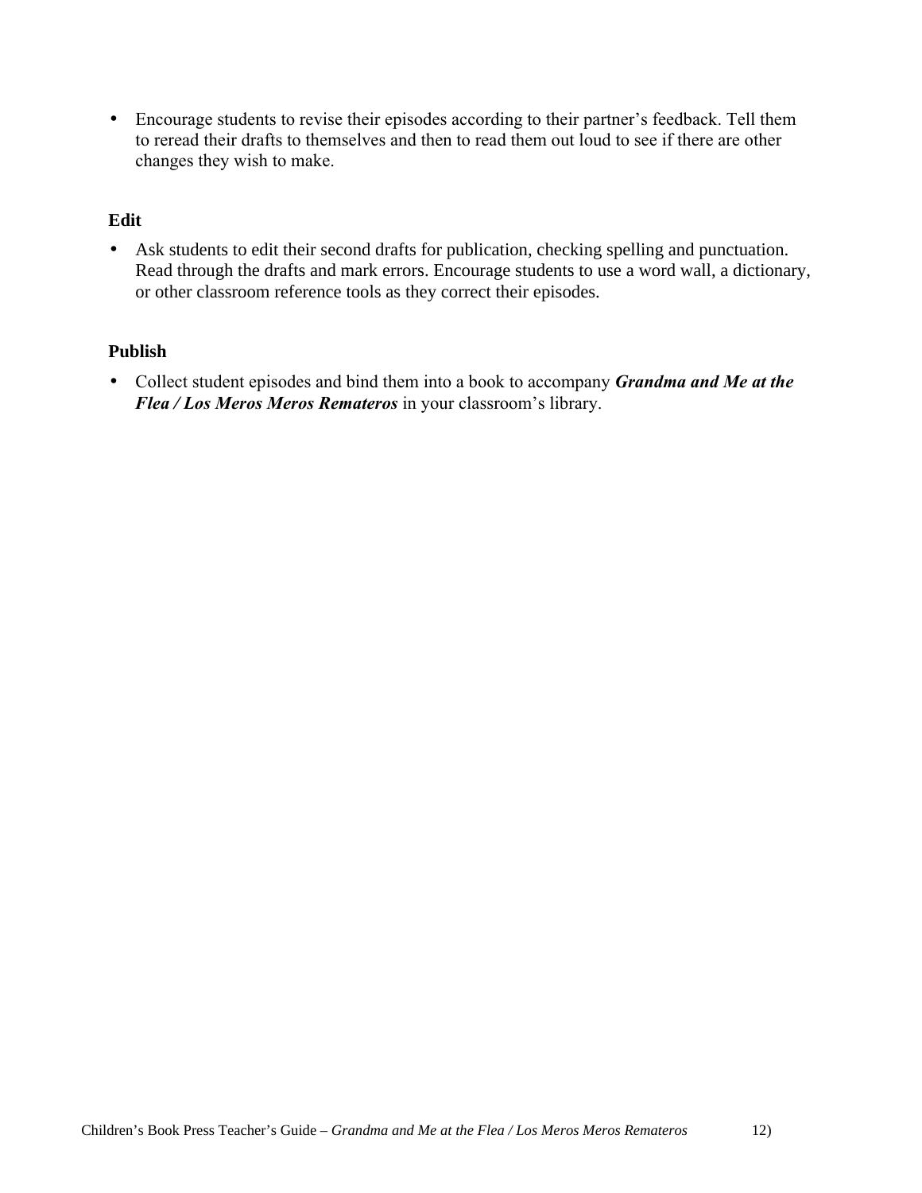- Encourage students to revise their episodes according to their partner's feedback. Tell them to reread their drafts to themselves and then to read them out loud to see if there are other changes they wish to make.

**Edit**

- Ask students to edit their second drafts for publication, checking spelling and punctuation. Read through the drafts and mark errors. Encourage students to use a word wall, a dictionary, or other classroom reference tools as they correct their episodes.

**Publish**

- Collect student episodes and bind them into a book to accompany ***Grandma and Me at the Flea / Los Meros Meros Remateros*** in your classroom's library.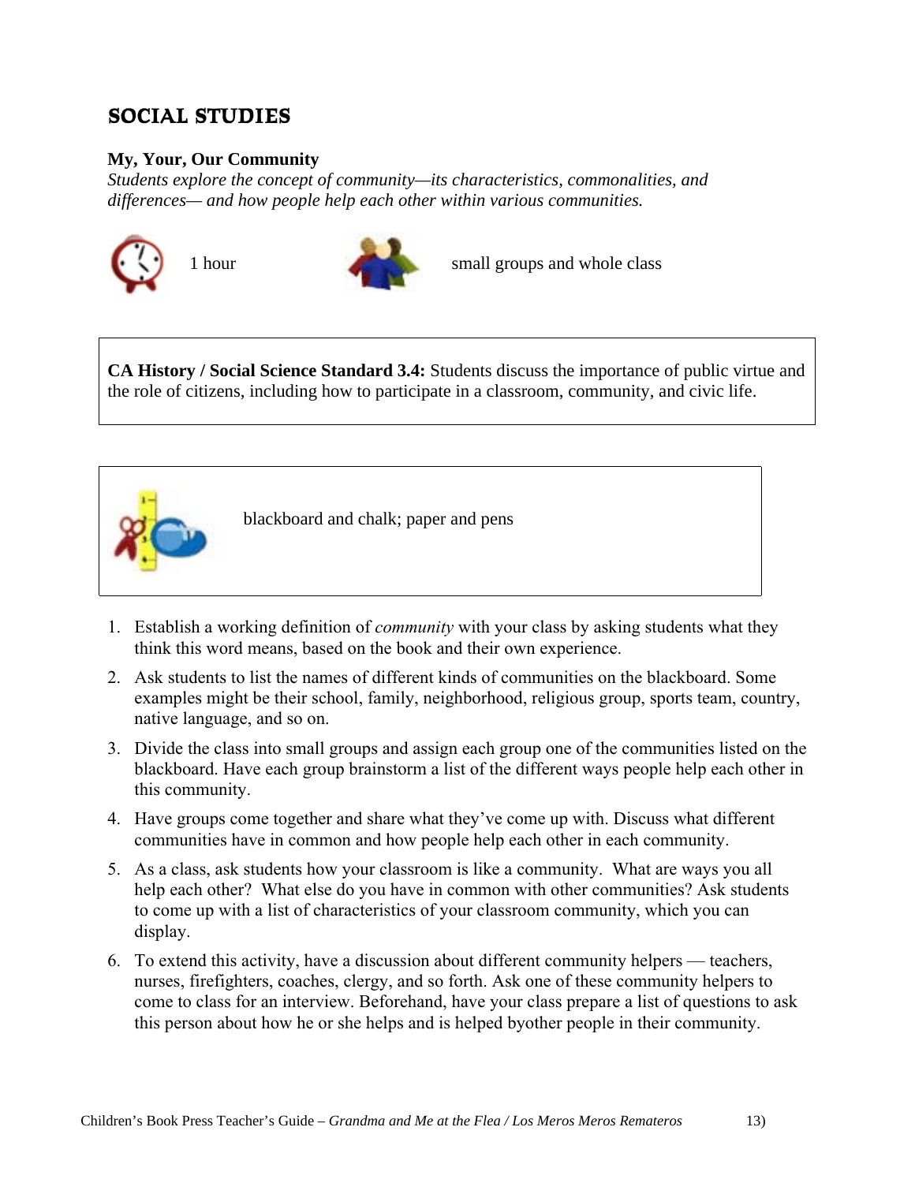## SOCIAL STUDIES

**My, Your, Our Community**

*Students explore the concept of community—its characteristics, commonalities, and differences— and how people help each other within various communities.*

1 hour

small groups and whole class

**CA History / Social Science Standard 3.4:** Students discuss the importance of public virtue and the role of citizens, including how to participate in a classroom, community, and civic life.

blackboard and chalk; paper and pens

1. Establish a working definition of *community* with your class by asking students what they think this word means, based on the book and their own experience.
2. Ask students to list the names of different kinds of communities on the blackboard. Some examples might be their school, family, neighborhood, religious group, sports team, country, native language, and so on.
3. Divide the class into small groups and assign each group one of the communities listed on the blackboard. Have each group brainstorm a list of the different ways people help each other in this community.
4. Have groups come together and share what they've come up with. Discuss what different communities have in common and how people help each other in each community.
5. As a class, ask students how your classroom is like a community. What are ways you all help each other? What else do you have in common with other communities? Ask students to come up with a list of characteristics of your classroom community, which you can display.
6. To extend this activity, have a discussion about different community helpers — teachers, nurses, firefighters, coaches, clergy, and so forth. Ask one of these community helpers to come to class for an interview. Beforehand, have your class prepare a list of questions to ask this person about how he or she helps and is helped byother people in their community.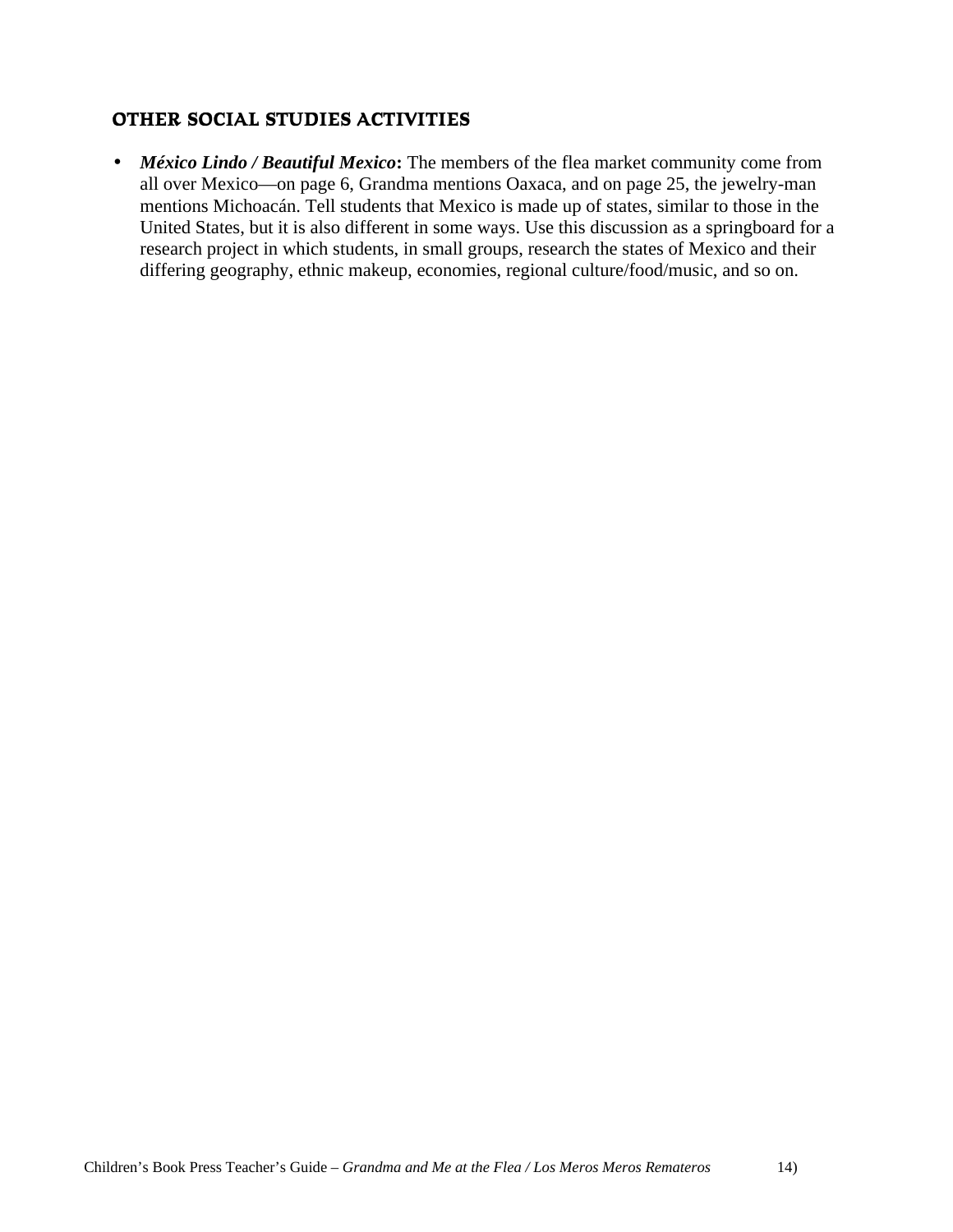## OTHER SOCIAL STUDIES ACTIVITIES

- ***México Lindo / Beautiful Mexico*:** The members of the flea market community come from all over Mexico—on page 6, Grandma mentions Oaxaca, and on page 25, the jewelry-man mentions Michoacán. Tell students that Mexico is made up of states, similar to those in the United States, but it is also different in some ways. Use this discussion as a springboard for a research project in which students, in small groups, research the states of Mexico and their differing geography, ethnic makeup, economies, regional culture/food/music, and so on.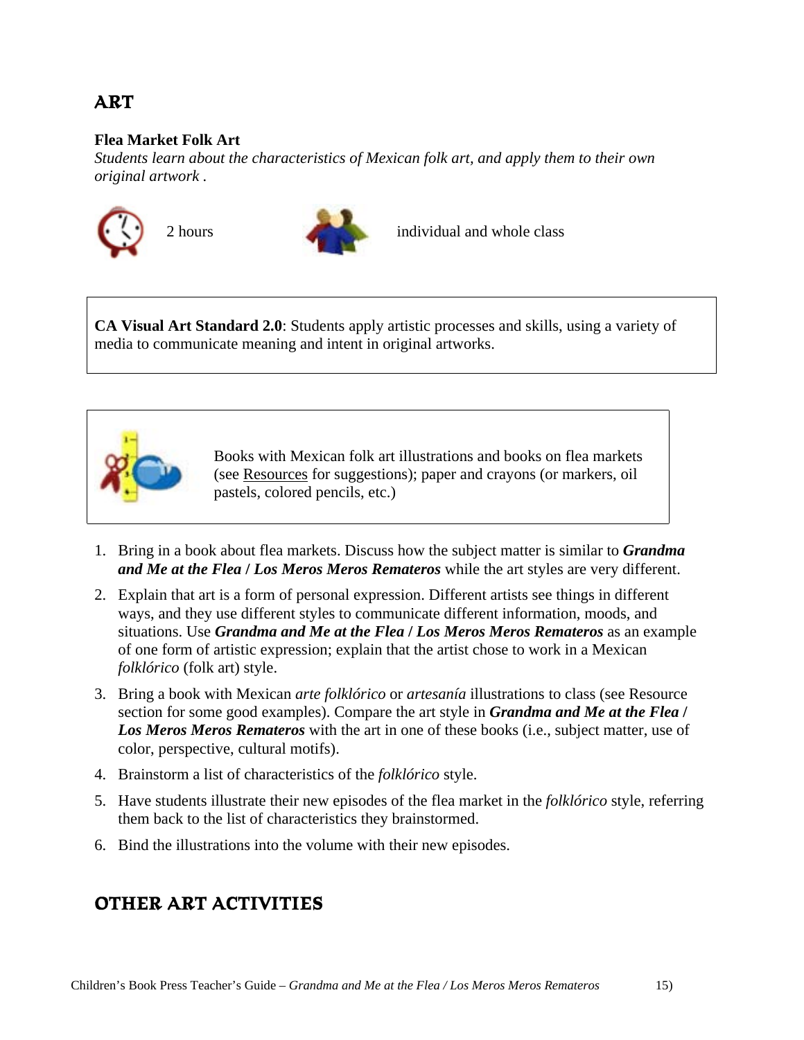## ART

**Flea Market Folk Art**

*Students learn about the characteristics of Mexican folk art, and apply them to their own original artwork .*

2 hours

individual and whole class

**CA Visual Art Standard 2.0**: Students apply artistic processes and skills, using a variety of media to communicate meaning and intent in original artworks.

Books with Mexican folk art illustrations and books on flea markets (see Resources for suggestions); paper and crayons (or markers, oil pastels, colored pencils, etc.)

1. Bring in a book about flea markets. Discuss how the subject matter is similar to ***Grandma and Me at the Flea* / *Los Meros Meros Remateros*** while the art styles are very different.
2. Explain that art is a form of personal expression. Different artists see things in different ways, and they use different styles to communicate different information, moods, and situations. Use ***Grandma and Me at the Flea* / *Los Meros Meros Remateros*** as an example of one form of artistic expression; explain that the artist chose to work in a Mexican *folklórico* (folk art) style.
3. Bring a book with Mexican *arte folklórico* or *artesanía* illustrations to class (see Resource section for some good examples). Compare the art style in ***Grandma and Me at the Flea* / *Los Meros Meros Remateros*** with the art in one of these books (i.e., subject matter, use of color, perspective, cultural motifs).
4. Brainstorm a list of characteristics of the *folklórico* style.
5. Have students illustrate their new episodes of the flea market in the *folklórico* style, referring them back to the list of characteristics they brainstormed.
6. Bind the illustrations into the volume with their new episodes.

## OTHER ART ACTIVITIES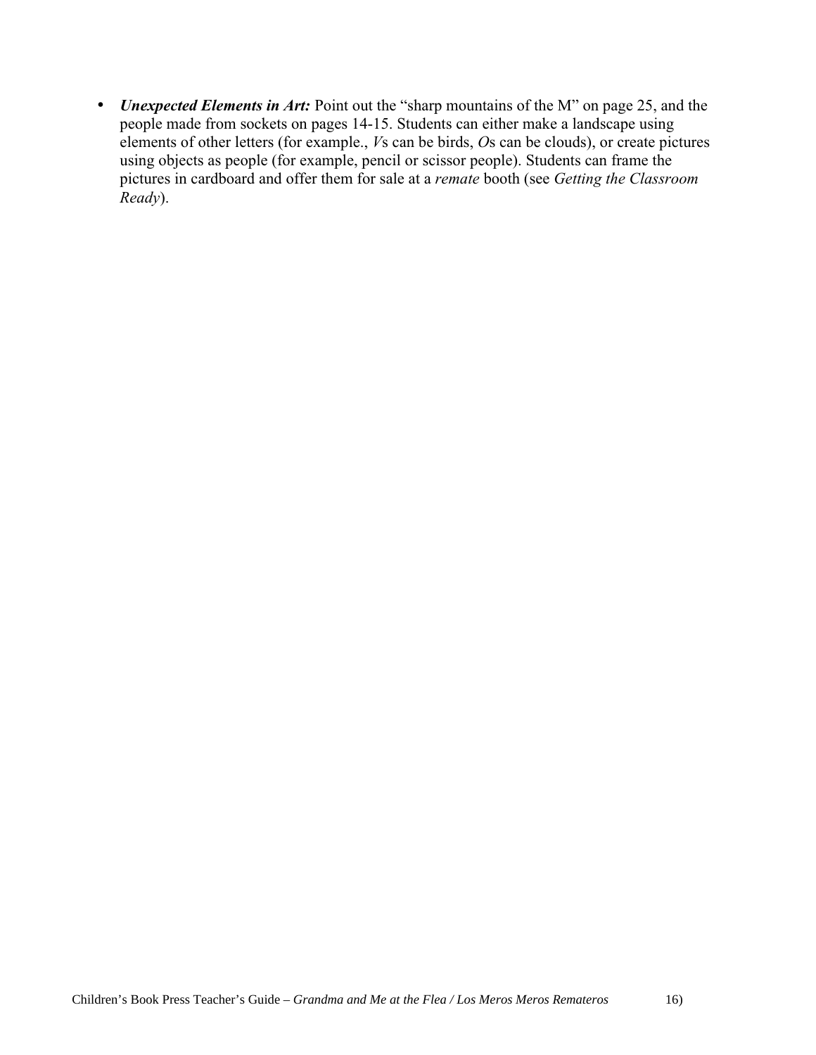- ***Unexpected Elements in Art:*** Point out the "sharp mountains of the M" on page 25, and the people made from sockets on pages 14-15. Students can either make a landscape using elements of other letters (for example., *V*s can be birds, *O*s can be clouds), or create pictures using objects as people (for example, pencil or scissor people). Students can frame the pictures in cardboard and offer them for sale at a *remate* booth (see *Getting the Classroom Ready*).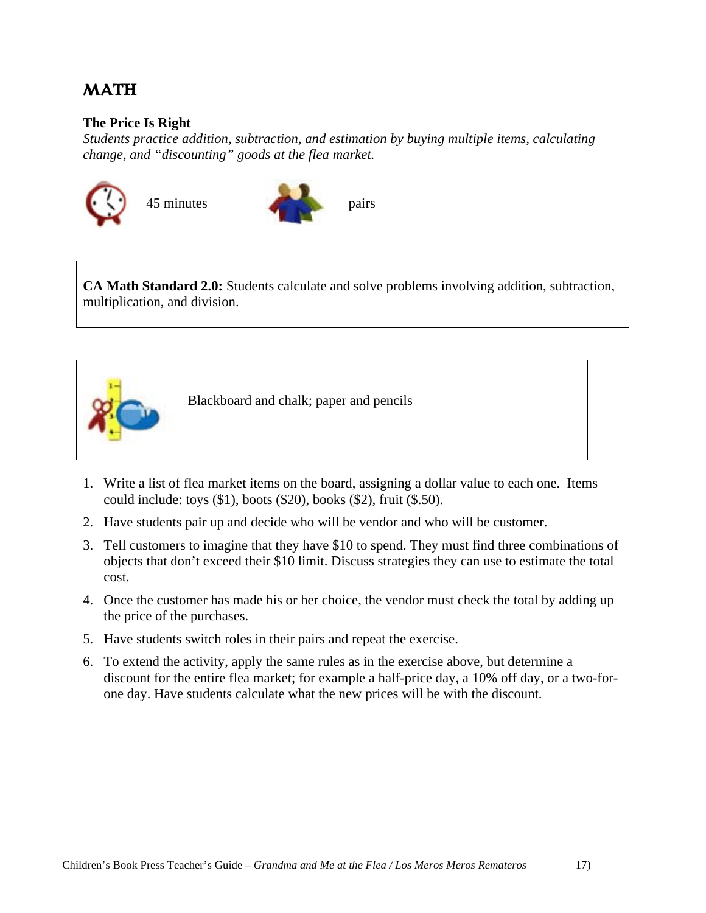# MATH

**The Price Is Right**

*Students practice addition, subtraction, and estimation by buying multiple items, calculating change, and "discounting" goods at the flea market.*

45 minutes

pairs

**CA Math Standard 2.0:** Students calculate and solve problems involving addition, subtraction, multiplication, and division.

Blackboard and chalk; paper and pencils

1. Write a list of flea market items on the board, assigning a dollar value to each one. Items could include: toys ($1), boots ($20), books ($2), fruit ($.50).
2. Have students pair up and decide who will be vendor and who will be customer.
3. Tell customers to imagine that they have $10 to spend. They must find three combinations of objects that don't exceed their $10 limit. Discuss strategies they can use to estimate the total cost.
4. Once the customer has made his or her choice, the vendor must check the total by adding up the price of the purchases.
5. Have students switch roles in their pairs and repeat the exercise.
6. To extend the activity, apply the same rules as in the exercise above, but determine a discount for the entire flea market; for example a half-price day, a 10% off day, or a two-for-one day. Have students calculate what the new prices will be with the discount.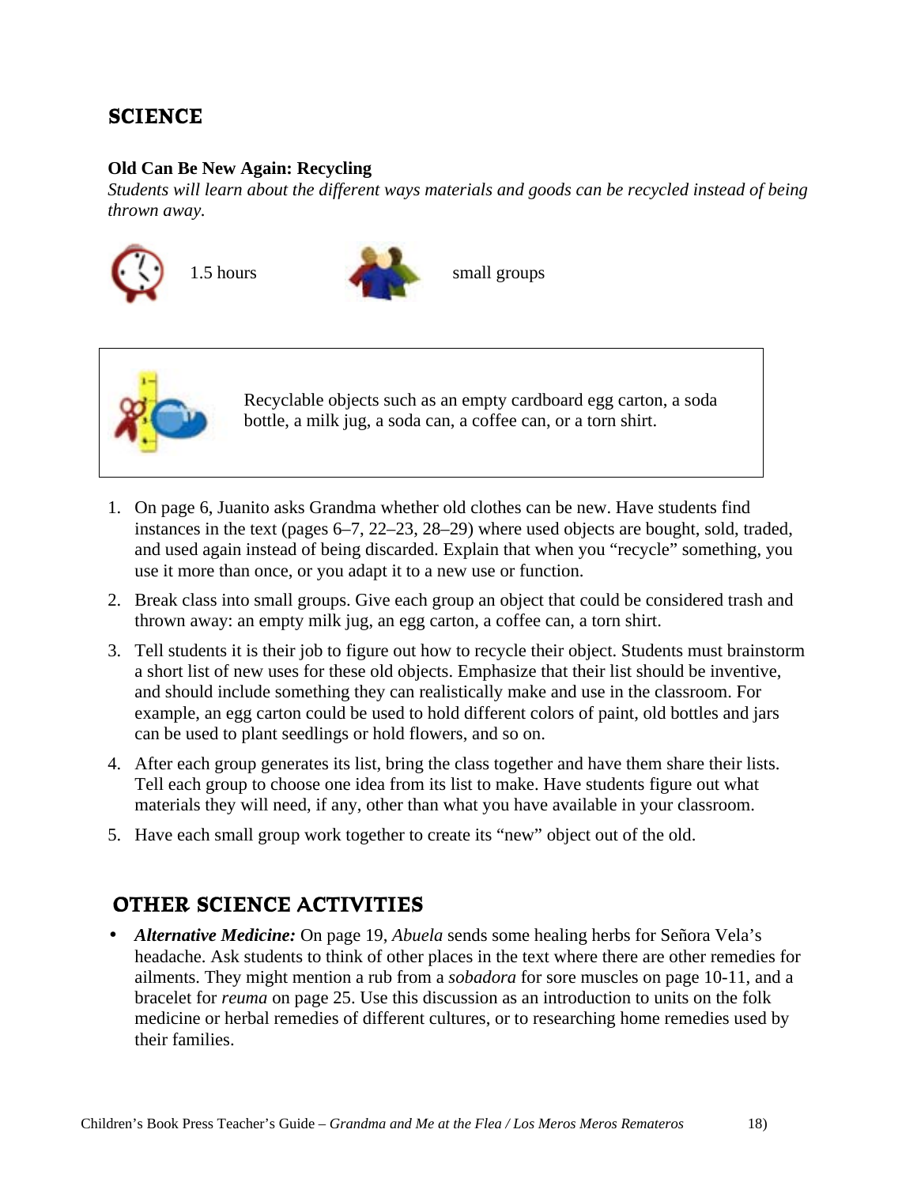## SCIENCE

**Old Can Be New Again: Recycling**

*Students will learn about the different ways materials and goods can be recycled instead of being thrown away.*

1.5 hours

small groups

Recyclable objects such as an empty cardboard egg carton, a soda bottle, a milk jug, a soda can, a coffee can, or a torn shirt.

1. On page 6, Juanito asks Grandma whether old clothes can be new. Have students find instances in the text (pages 6–7, 22–23, 28–29) where used objects are bought, sold, traded, and used again instead of being discarded. Explain that when you "recycle" something, you use it more than once, or you adapt it to a new use or function.
2. Break class into small groups. Give each group an object that could be considered trash and thrown away: an empty milk jug, an egg carton, a coffee can, a torn shirt.
3. Tell students it is their job to figure out how to recycle their object. Students must brainstorm a short list of new uses for these old objects. Emphasize that their list should be inventive, and should include something they can realistically make and use in the classroom. For example, an egg carton could be used to hold different colors of paint, old bottles and jars can be used to plant seedlings or hold flowers, and so on.
4. After each group generates its list, bring the class together and have them share their lists. Tell each group to choose one idea from its list to make. Have students figure out what materials they will need, if any, other than what you have available in your classroom.
5. Have each small group work together to create its "new" object out of the old.

## OTHER SCIENCE ACTIVITIES

- ***Alternative Medicine:*** On page 19, *Abuela* sends some healing herbs for Señora Vela's headache. Ask students to think of other places in the text where there are other remedies for ailments. They might mention a rub from a *sobadora* for sore muscles on page 10-11, and a bracelet for *reuma* on page 25. Use this discussion as an introduction to units on the folk medicine or herbal remedies of different cultures, or to researching home remedies used by their families.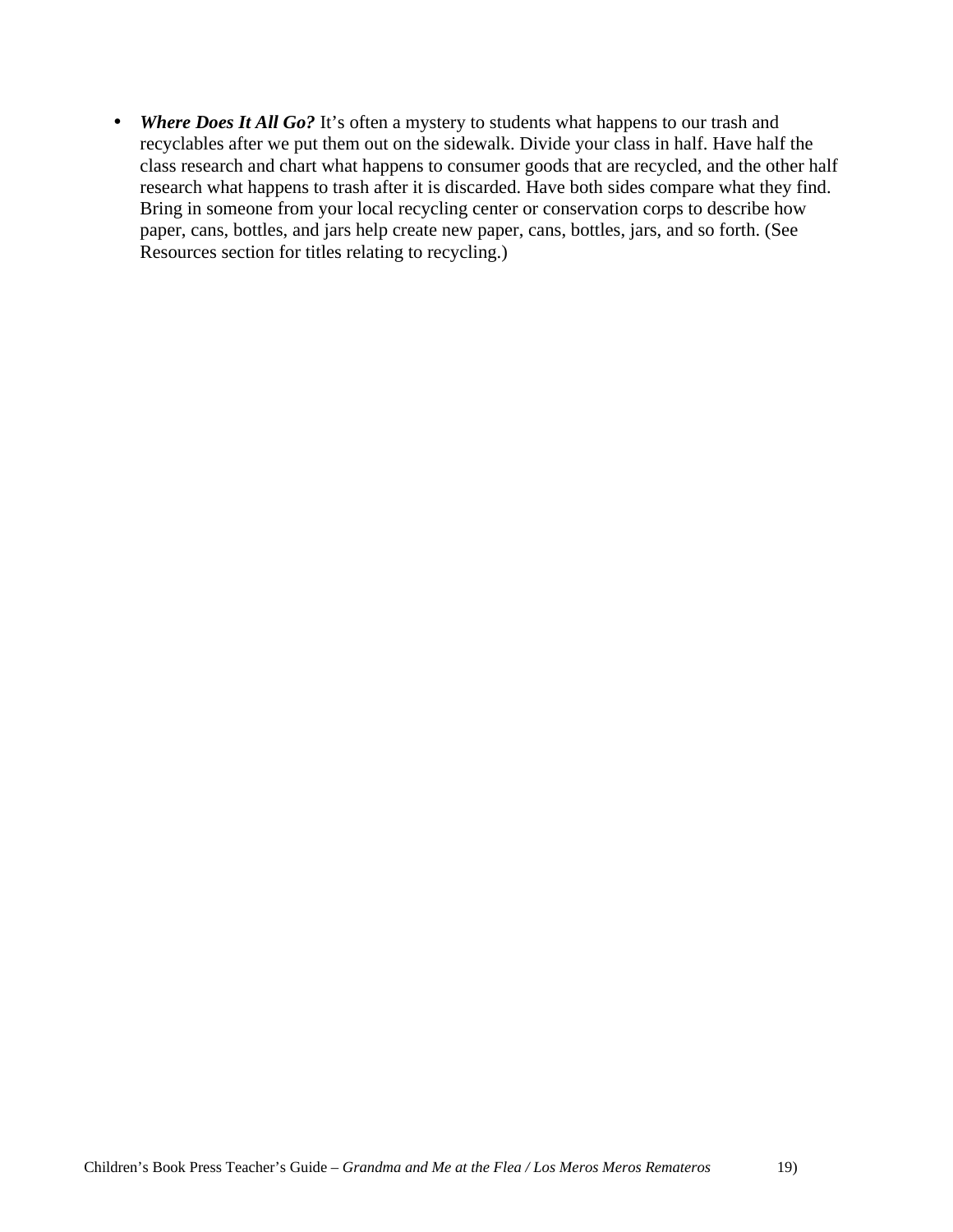- ***Where Does It All Go?*** It's often a mystery to students what happens to our trash and recyclables after we put them out on the sidewalk. Divide your class in half. Have half the class research and chart what happens to consumer goods that are recycled, and the other half research what happens to trash after it is discarded. Have both sides compare what they find. Bring in someone from your local recycling center or conservation corps to describe how paper, cans, bottles, and jars help create new paper, cans, bottles, jars, and so forth. (See Resources section for titles relating to recycling.)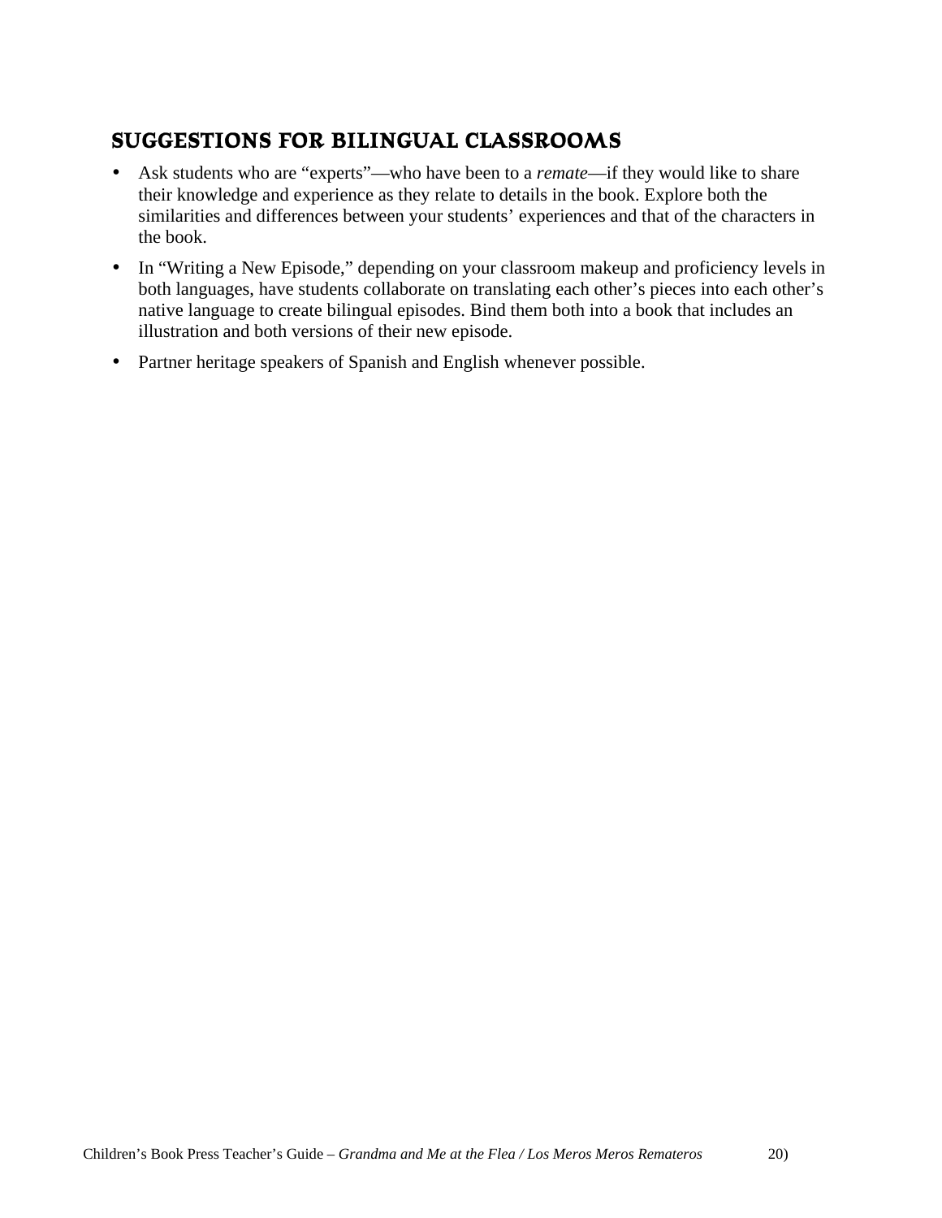## SUGGESTIONS FOR BILINGUAL CLASSROOMS

- Ask students who are "experts"—who have been to a *remate*—if they would like to share their knowledge and experience as they relate to details in the book. Explore both the similarities and differences between your students' experiences and that of the characters in the book.
- In "Writing a New Episode," depending on your classroom makeup and proficiency levels in both languages, have students collaborate on translating each other's pieces into each other's native language to create bilingual episodes. Bind them both into a book that includes an illustration and both versions of their new episode.
- Partner heritage speakers of Spanish and English whenever possible.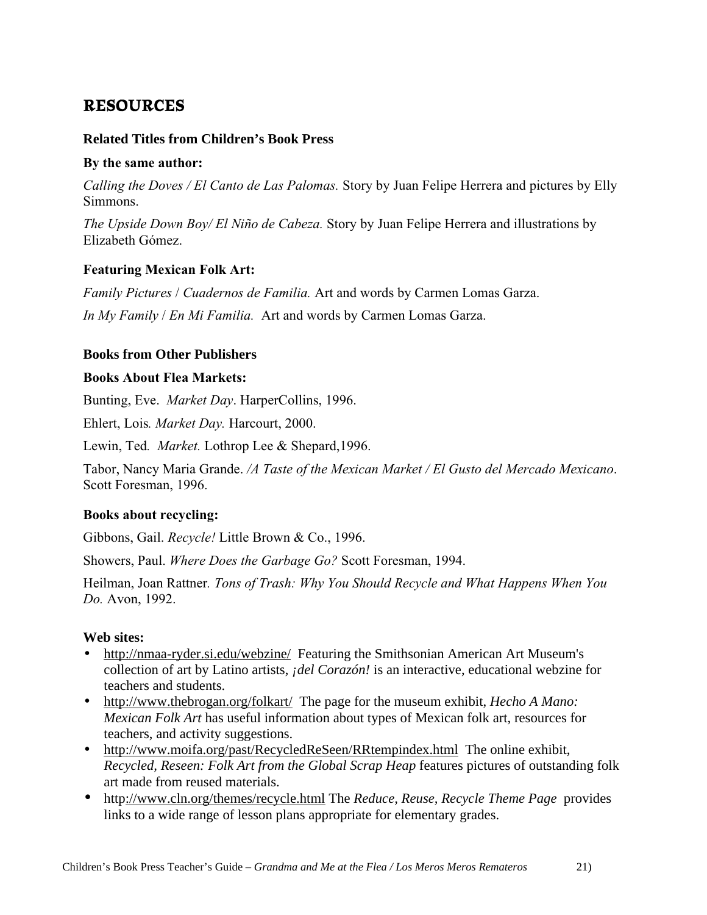# RESOURCES

**Related Titles from Children's Book Press**

**By the same author:**

*Calling the Doves / El Canto de Las Palomas.* Story by Juan Felipe Herrera and pictures by Elly Simmons.

*The Upside Down Boy/ El Niño de Cabeza.* Story by Juan Felipe Herrera and illustrations by Elizabeth Gómez.

**Featuring Mexican Folk Art:**

*Family Pictures* / *Cuadernos de Familia.* Art and words by Carmen Lomas Garza.

*In My Family* / *En Mi Familia.* Art and words by Carmen Lomas Garza.

**Books from Other Publishers**

**Books About Flea Markets:**

Bunting, Eve. *Market Day*. HarperCollins, 1996.

Ehlert, Lois*.* *Market Day.* Harcourt, 2000.

Lewin, Ted*.* *Market.* Lothrop Lee & Shepard,1996.

Tabor, Nancy Maria Grande. */A Taste of the Mexican Market / El Gusto del Mercado Mexicano*. Scott Foresman, 1996.

**Books about recycling:**

Gibbons, Gail. *Recycle!* Little Brown & Co., 1996.

Showers, Paul. *Where Does the Garbage Go?* Scott Foresman, 1994.

Heilman, Joan Rattner*.* *Tons of Trash: Why You Should Recycle and What Happens When You Do.* Avon, 1992.

**Web sites:**

- http://nmaa-ryder.si.edu/webzine/ Featuring the Smithsonian American Art Museum's collection of art by Latino artists, *¡del Corazón!* is an interactive, educational webzine for teachers and students.
- http://www.thebrogan.org/folkart/ The page for the museum exhibit, *Hecho A Mano: Mexican Folk Art* has useful information about types of Mexican folk art, resources for teachers, and activity suggestions.
- http://www.moifa.org/past/RecycledReSeen/RRtempindex.html The online exhibit, *Recycled, Reseen: Folk Art from the Global Scrap Heap* features pictures of outstanding folk art made from reused materials.
- http://www.cln.org/themes/recycle.html The *Reduce, Reuse, Recycle Theme Page* provides links to a wide range of lesson plans appropriate for elementary grades.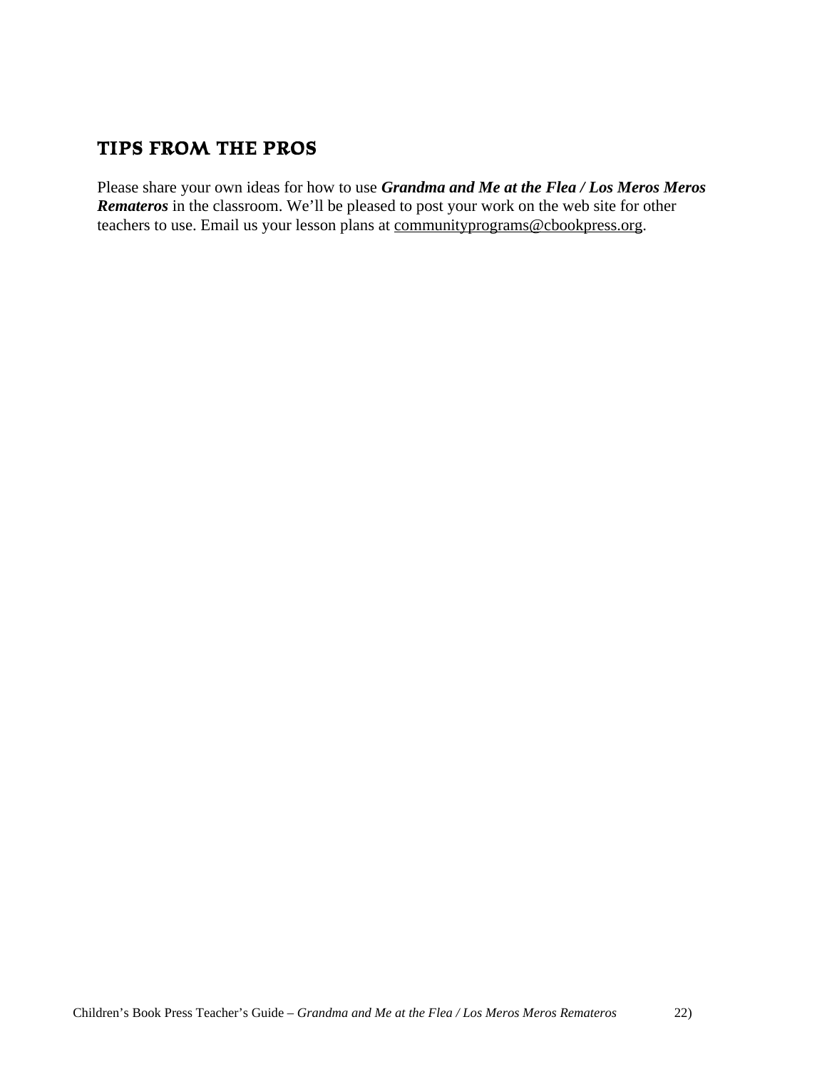## TIPS FROM THE PROS

Please share your own ideas for how to use ***Grandma and Me at the Flea / Los Meros Meros Remateros*** in the classroom. We'll be pleased to post your work on the web site for other teachers to use. Email us your lesson plans at communityprograms@cbookpress.org.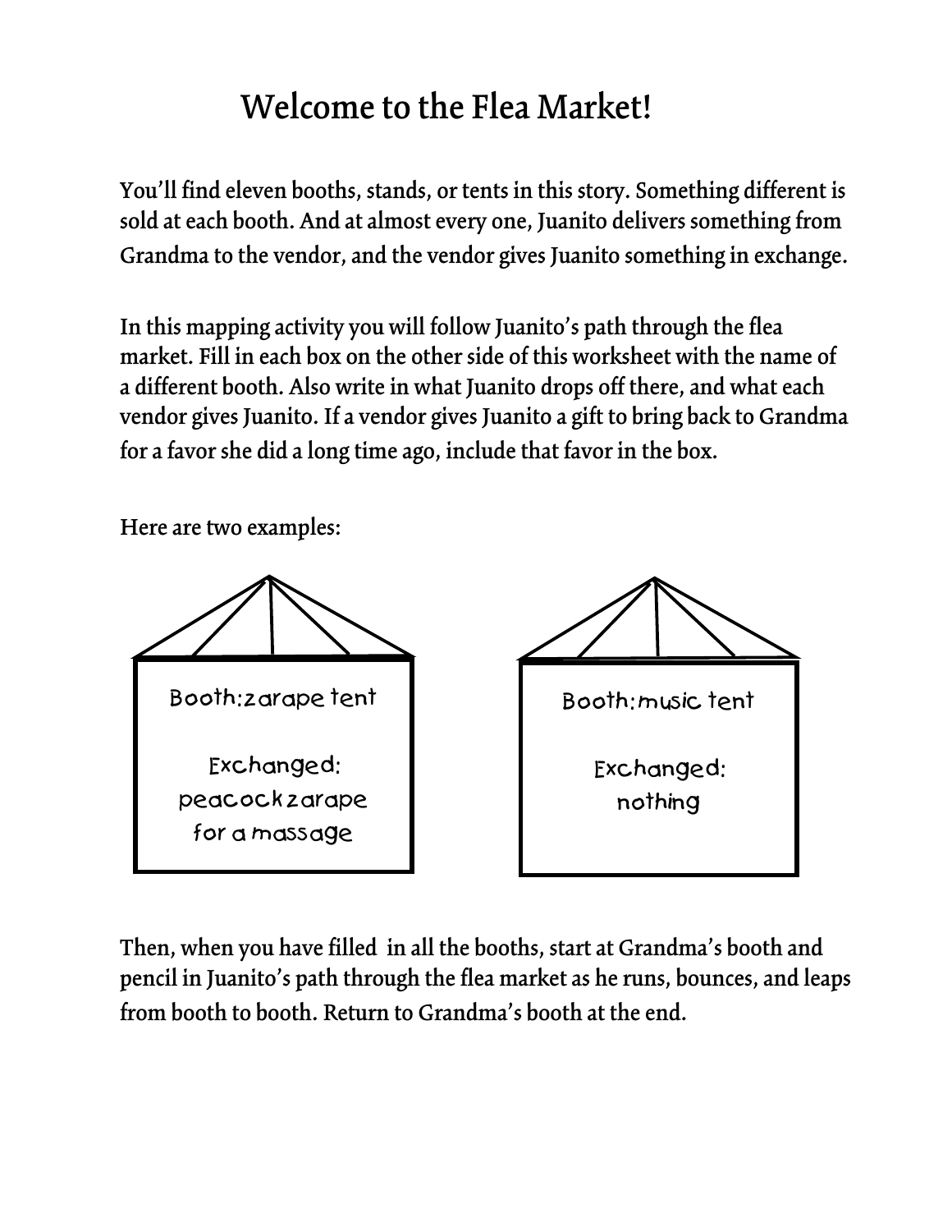# Welcome to the Flea Market!

You'll find eleven booths, stands, or tents in this story. Something different is sold at each booth. And at almost every one, Juanito delivers something from Grandma to the vendor, and the vendor gives Juanito something in exchange.

In this mapping activity you will follow Juanito's path through the flea market. Fill in each box on the other side of this worksheet with the name of a different booth. Also write in what Juanito drops off there, and what each vendor gives Juanito. If a vendor gives Juanito a gift to bring back to Grandma for a favor she did a long time ago, include that favor in the box.

Here are two examples:

Booth: zarape tent

Exchanged: peacock zarape for a massage

Booth: music tent

Exchanged: nothing

Then, when you have filled in all the booths, start at Grandma's booth and pencil in Juanito's path through the flea market as he runs, bounces, and leaps from booth to booth. Return to Grandma's booth at the end.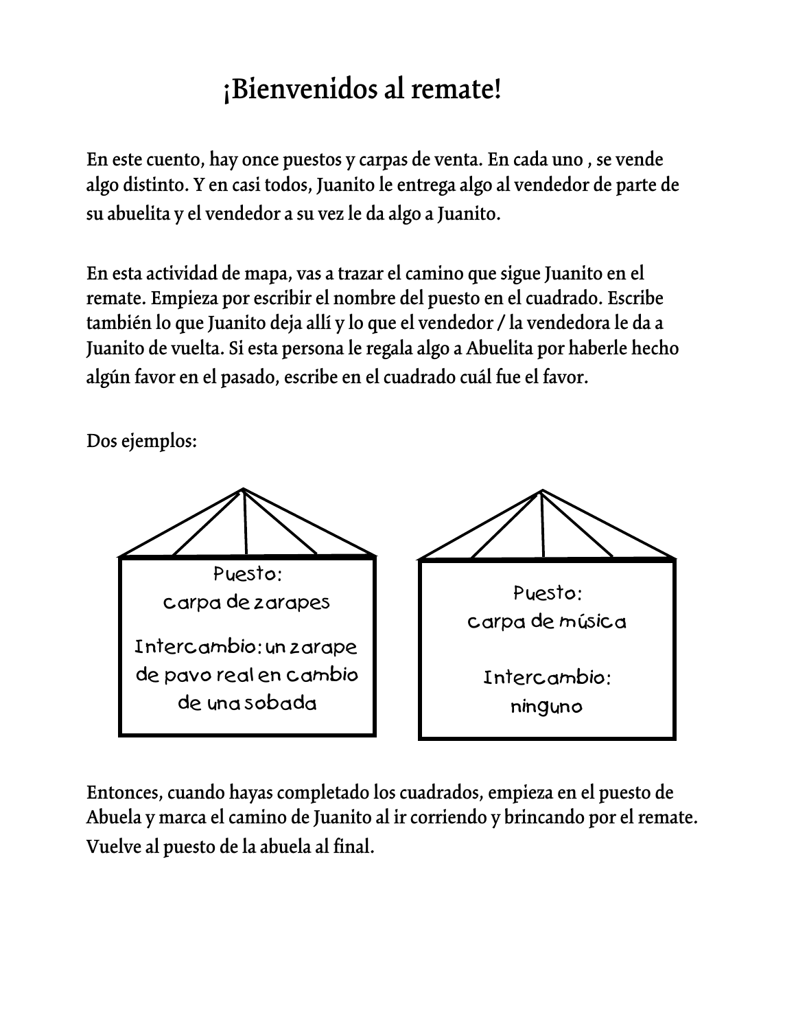# ¡Bienvenidos al remate!

En este cuento, hay once puestos y carpas de venta. En cada uno , se vende algo distinto. Y en casi todos, Juanito le entrega algo al vendedor de parte de su abuelita y el vendedor a su vez le da algo a Juanito.

En esta actividad de mapa, vas a trazar el camino que sigue Juanito en el remate. Empieza por escribir el nombre del puesto en el cuadrado. Escribe también lo que Juanito deja allí y lo que el vendedor / la vendedora le da a Juanito de vuelta. Si esta persona le regala algo a Abuelita por haberle hecho algún favor en el pasado, escribe en el cuadrado cuál fue el favor.

Dos ejemplos:

Puesto:
carpa de zarapes

Intercambio: un zarape de pavo real en cambio de una sobada

Puesto:
carpa de música

Intercambio:
ninguno

Entonces, cuando hayas completado los cuadrados, empieza en el puesto de Abuela y marca el camino de Juanito al ir corriendo y brincando por el remate. Vuelve al puesto de la abuela al final.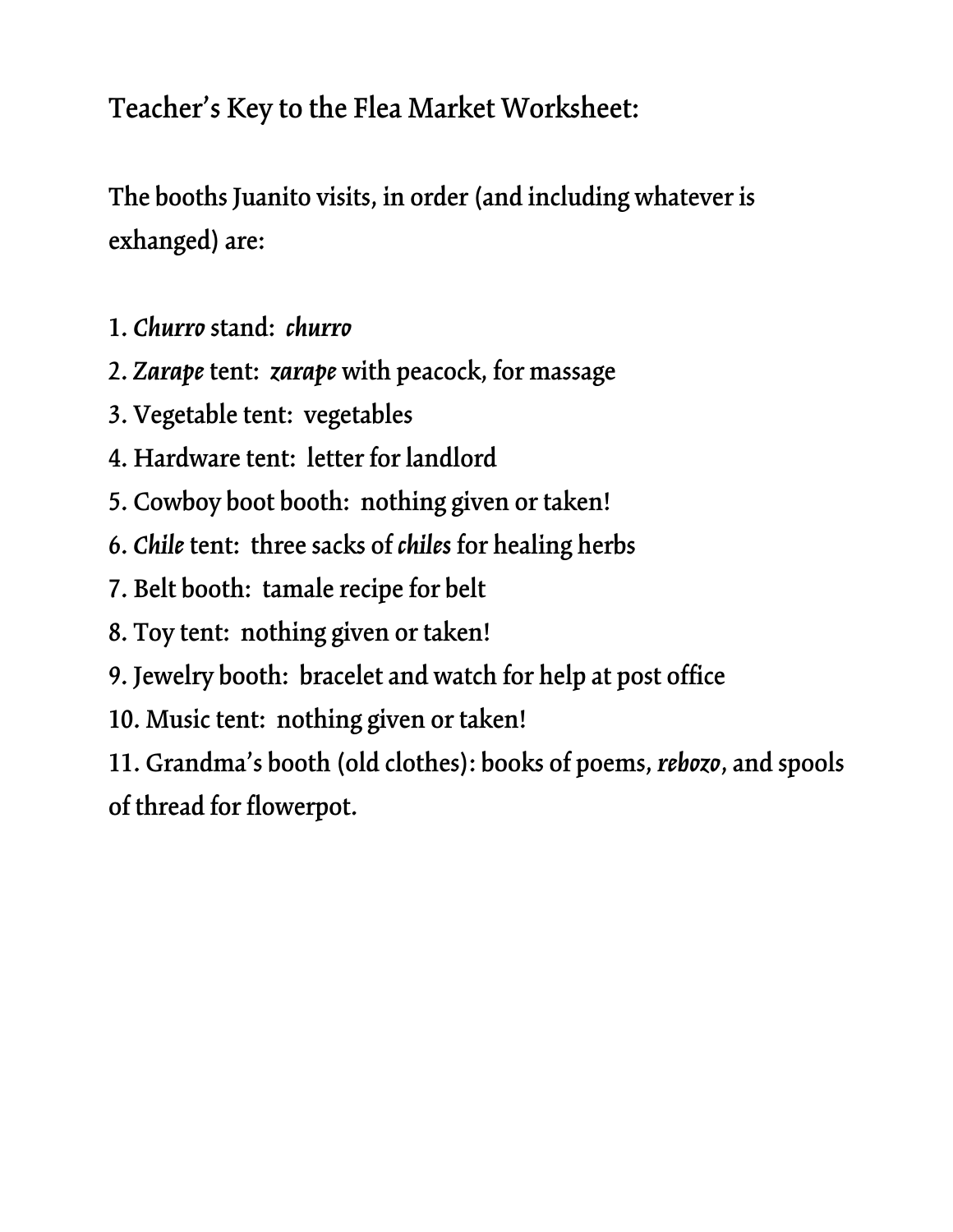## Teacher's Key to the Flea Market Worksheet:

The booths Juanito visits, in order (and including whatever is exhanged) are:

1. *Churro* stand: *churro*
2. *Zarape* tent: *zarape* with peacock, for massage
3. Vegetable tent: vegetables
4. Hardware tent: letter for landlord
5. Cowboy boot booth: nothing given or taken!
6. *Chile* tent: three sacks of *chiles* for healing herbs
7. Belt booth: tamale recipe for belt
8. Toy tent: nothing given or taken!
9. Jewelry booth: bracelet and watch for help at post office
10. Music tent: nothing given or taken!
11. Grandma's booth (old clothes): books of poems, *rebozo*, and spools of thread for flowerpot.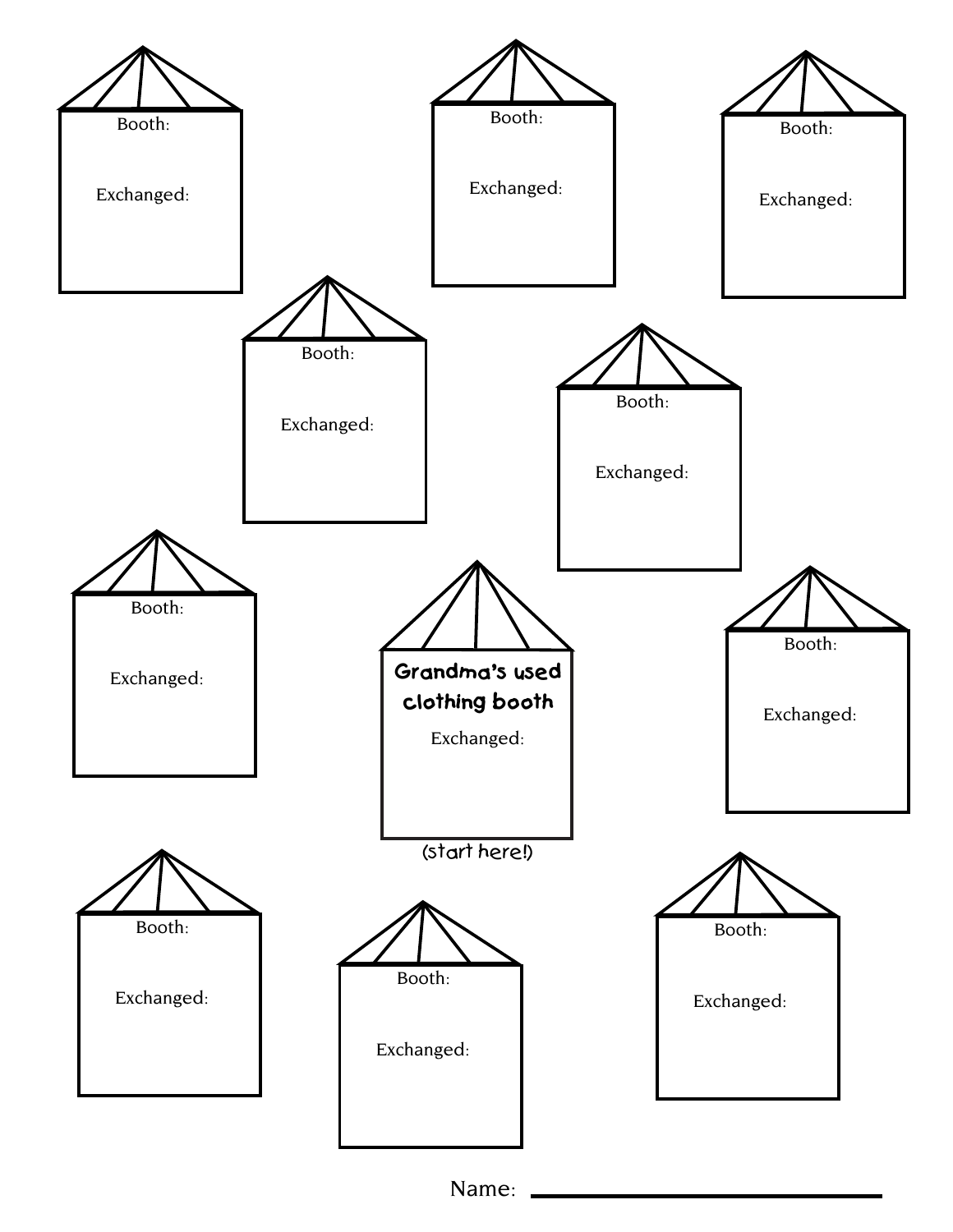Booth:

Exchanged:

Booth:

Exchanged:

Booth:

Exchanged:

Booth:

Exchanged:

Booth:

Exchanged:

Booth:

Exchanged:

**Grandma's used clothing booth**

Exchanged:

(start here!)

Booth:

Exchanged:

Booth:

Exchanged:

Booth:

Exchanged:

Booth:

Exchanged:

Name: ______________________________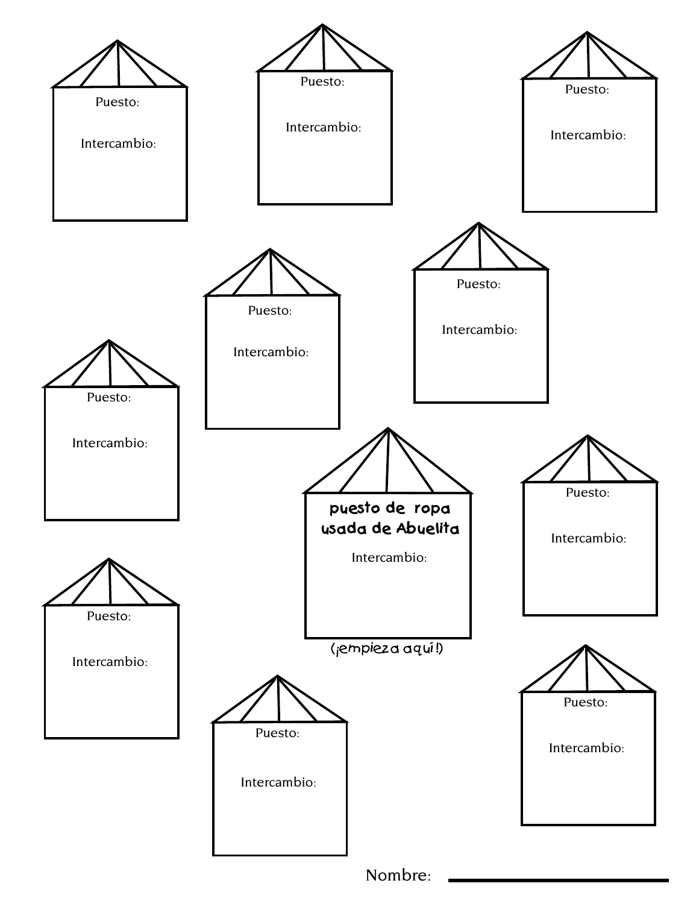Puesto:

Intercambio:

Puesto:

Intercambio:

Puesto:

Intercambio:

Puesto:

Intercambio:

Puesto:

Intercambio:

Puesto:

Intercambio:

puesto de ropa usada de Abuelita

Intercambio:

(¡empieza aquí!)

Puesto:

Intercambio:

Puesto:

Intercambio:

Puesto:

Intercambio:

Puesto:

Intercambio:

Nombre: ______________________